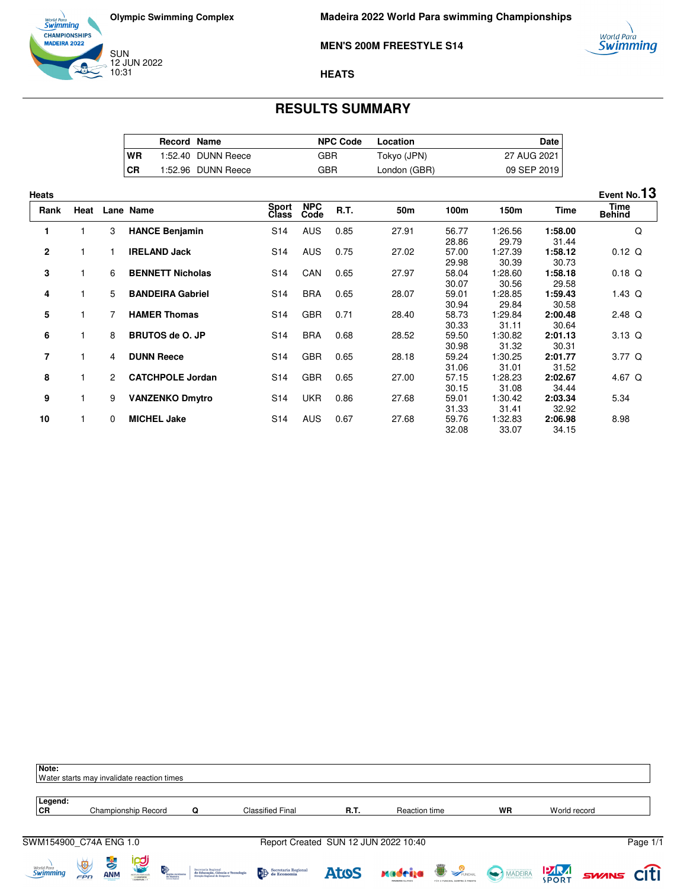Olympic Swimming Complex

SUN
12 JUN 2022
10:31

# Madeira 2022 World Para swimming Championships

## MEN'S 200M FREESTYLE S14

### HEATS

## RESULTS SUMMARY

| | Record | Name | NPC Code | Location | Date |
|---|---|---|---|---|---|
| WR | 1:52.40 | DUNN Reece | GBR | Tokyo (JPN) | 27 AUG 2021 |
| CR | 1:52.96 | DUNN Reece | GBR | London (GBR) | 09 SEP 2019 |

Heats — Event No. 13

| Rank | Heat | Lane | Name | Sport Class | NPC Code | R.T. | 50m | 100m | 150m | Time | Time Behind | |
|---|---|---|---|---|---|---|---|---|---|---|---|---|
| 1 | 1 | 3 | **HANCE Benjamin** | S14 | AUS | 0.85 | 27.91 | 56.77 | 1:26.56 | **1:58.00** | | Q |
| | | | | | | | | 28.86 | 29.79 | 31.44 | | |
| 2 | 1 | 1 | **IRELAND Jack** | S14 | AUS | 0.75 | 27.02 | 57.00 | 1:27.39 | **1:58.12** | 0.12 | Q |
| | | | | | | | | 29.98 | 30.39 | 30.73 | | |
| 3 | 1 | 6 | **BENNETT Nicholas** | S14 | CAN | 0.65 | 27.97 | 58.04 | 1:28.60 | **1:58.18** | 0.18 | Q |
| | | | | | | | | 30.07 | 30.56 | 29.58 | | |
| 4 | 1 | 5 | **BANDEIRA Gabriel** | S14 | BRA | 0.65 | 28.07 | 59.01 | 1:28.85 | **1:59.43** | 1.43 | Q |
| | | | | | | | | 30.94 | 29.84 | 30.58 | | |
| 5 | 1 | 7 | **HAMER Thomas** | S14 | GBR | 0.71 | 28.40 | 58.73 | 1:29.84 | **2:00.48** | 2.48 | Q |
| | | | | | | | | 30.33 | 31.11 | 30.64 | | |
| 6 | 1 | 8 | **BRUTOS de O. JP** | S14 | BRA | 0.68 | 28.52 | 59.50 | 1:30.82 | **2:01.13** | 3.13 | Q |
| | | | | | | | | 30.98 | 31.32 | 30.31 | | |
| 7 | 1 | 4 | **DUNN Reece** | S14 | GBR | 0.65 | 28.18 | 59.24 | 1:30.25 | **2:01.77** | 3.77 | Q |
| | | | | | | | | 31.06 | 31.01 | 31.52 | | |
| 8 | 1 | 2 | **CATCHPOLE Jordan** | S14 | GBR | 0.65 | 27.00 | 57.15 | 1:28.23 | **2:02.67** | 4.67 | Q |
| | | | | | | | | 30.15 | 31.08 | 34.44 | | |
| 9 | 1 | 9 | **VANZENKO Dmytro** | S14 | UKR | 0.86 | 27.68 | 59.01 | 1:30.42 | **2:03.34** | 5.34 | |
| | | | | | | | | 31.33 | 31.41 | 32.92 | | |
| 10 | 1 | 0 | **MICHEL Jake** | S14 | AUS | 0.67 | 27.68 | 59.76 | 1:32.83 | **2:06.98** | 8.98 | |
| | | | | | | | | 32.08 | 33.07 | 34.15 | | |

**Note:**
Water starts may invalidate reaction times

**Legend:**

| | | | | | | | |
|---|---|---|---|---|---|---|---|
| CR | Championship Record | Q | Classified Final | R.T. | Reaction time | WR | World record |

SWM154900_C74A ENG 1.0 — Report Created SUN 12 JUN 2022 10:40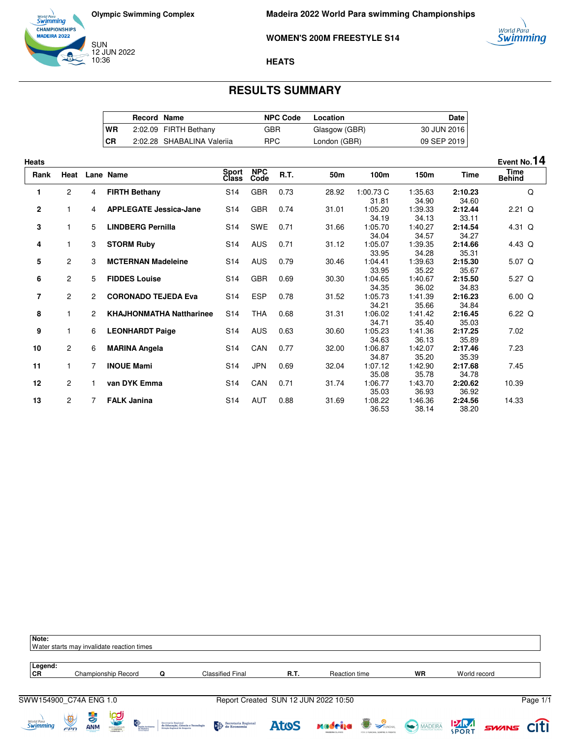Olympic Swimming Complex

SUN
12 JUN 2022
10:36

# Madeira 2022 World Para swimming Championships

## WOMEN'S 200M FREESTYLE S14

## HEATS

## RESULTS SUMMARY

| | Record | Name | NPC Code | Location | Date |
|---|---|---|---|---|---|
| WR | 2:02.09 | FIRTH Bethany | GBR | Glasgow (GBR) | 30 JUN 2016 |
| CR | 2:02.28 | SHABALINA Valeriia | RPC | London (GBR) | 09 SEP 2019 |

**Heats** — Event No. 14

| Rank | Heat | Lane | Name | Sport Class | NPC Code | R.T. | 50m | 100m | 150m | Time | Time Behind | |
|---|---|---|---|---|---|---|---|---|---|---|---|---|
| 1 | 2 | 4 | **FIRTH Bethany** | S14 | GBR | 0.73 | 28.92 | 1:00.73 C<br>31.81 | 1:35.63<br>34.90 | **2:10.23**<br>34.60 | | Q |
| 2 | 1 | 4 | **APPLEGATE Jessica-Jane** | S14 | GBR | 0.74 | 31.01 | 1:05.20<br>34.19 | 1:39.33<br>34.13 | **2:12.44**<br>33.11 | 2.21 | Q |
| 3 | 1 | 5 | **LINDBERG Pernilla** | S14 | SWE | 0.71 | 31.66 | 1:05.70<br>34.04 | 1:40.27<br>34.57 | **2:14.54**<br>34.27 | 4.31 | Q |
| 4 | 1 | 3 | **STORM Ruby** | S14 | AUS | 0.71 | 31.12 | 1:05.07<br>33.95 | 1:39.35<br>34.28 | **2:14.66**<br>35.31 | 4.43 | Q |
| 5 | 2 | 3 | **MCTERNAN Madeleine** | S14 | AUS | 0.79 | 30.46 | 1:04.41<br>33.95 | 1:39.63<br>35.22 | **2:15.30**<br>35.67 | 5.07 | Q |
| 6 | 2 | 5 | **FIDDES Louise** | S14 | GBR | 0.69 | 30.30 | 1:04.65<br>34.35 | 1:40.67<br>36.02 | **2:15.50**<br>34.83 | 5.27 | Q |
| 7 | 2 | 2 | **CORONADO TEJEDA Eva** | S14 | ESP | 0.78 | 31.52 | 1:05.73<br>34.21 | 1:41.39<br>35.66 | **2:16.23**<br>34.84 | 6.00 | Q |
| 8 | 1 | 2 | **KHAJHONMATHA Nattharinee** | S14 | THA | 0.68 | 31.31 | 1:06.02<br>34.71 | 1:41.42<br>35.40 | **2:16.45**<br>35.03 | 6.22 | Q |
| 9 | 1 | 6 | **LEONHARDT Paige** | S14 | AUS | 0.63 | 30.60 | 1:05.23<br>34.63 | 1:41.36<br>36.13 | **2:17.25**<br>35.89 | 7.02 | |
| 10 | 2 | 6 | **MARINA Angela** | S14 | CAN | 0.77 | 32.00 | 1:06.87<br>34.87 | 1:42.07<br>35.20 | **2:17.46**<br>35.39 | 7.23 | |
| 11 | 1 | 7 | **INOUE Mami** | S14 | JPN | 0.69 | 32.04 | 1:07.12<br>35.08 | 1:42.90<br>35.78 | **2:17.68**<br>34.78 | 7.45 | |
| 12 | 2 | 1 | **van DYK Emma** | S14 | CAN | 0.71 | 31.74 | 1:06.77<br>35.03 | 1:43.70<br>36.93 | **2:20.62**<br>36.92 | 10.39 | |
| 13 | 2 | 7 | **FALK Janina** | S14 | AUT | 0.88 | 31.69 | 1:08.22<br>36.53 | 1:46.36<br>38.14 | **2:24.56**<br>38.20 | 14.33 | |

**Note:**
Water starts may invalidate reaction times

**Legend:**

| | | | | | | | |
|---|---|---|---|---|---|---|---|
| CR | Championship Record | Q | Classified Final | R.T. | Reaction time | WR | World record |

SWW154900_C74A ENG 1.0 — Report Created SUN 12 JUN 2022 10:50